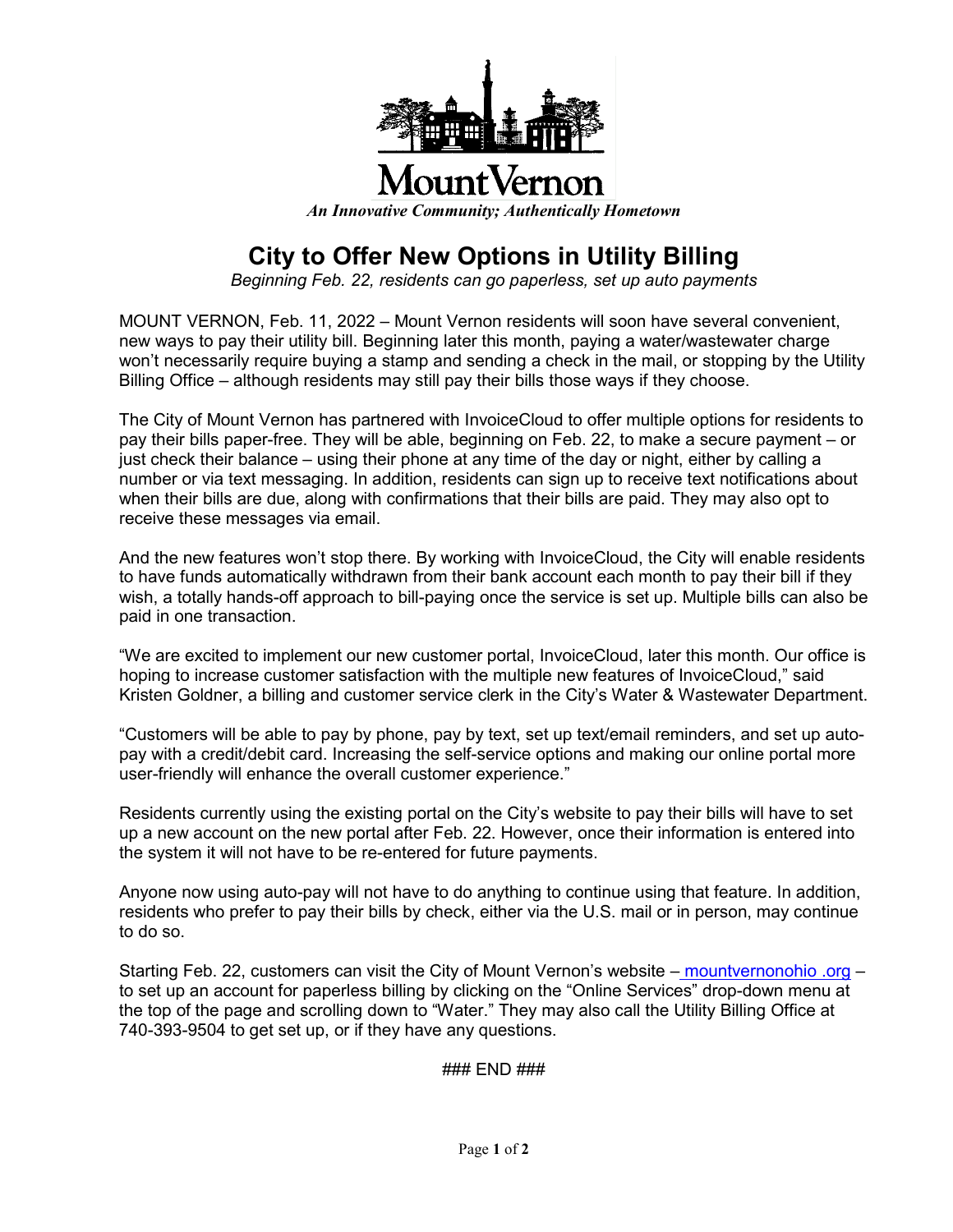Mount Vernon

*An Innovative Community; Authentically Hometown*

# City to Offer New Options in Utility Billing

*Beginning Feb. 22, residents can go paperless, set up auto payments*

MOUNT VERNON, Feb. 11, 2022 – Mount Vernon residents will soon have several convenient, new ways to pay their utility bill. Beginning later this month, paying a water/wastewater charge won't necessarily require buying a stamp and sending a check in the mail, or stopping by the Utility Billing Office – although residents may still pay their bills those ways if they choose.

The City of Mount Vernon has partnered with InvoiceCloud to offer multiple options for residents to pay their bills paper-free. They will be able, beginning on Feb. 22, to make a secure payment – or just check their balance – using their phone at any time of the day or night, either by calling a number or via text messaging. In addition, residents can sign up to receive text notifications about when their bills are due, along with confirmations that their bills are paid. They may also opt to receive these messages via email.

And the new features won't stop there. By working with InvoiceCloud, the City will enable residents to have funds automatically withdrawn from their bank account each month to pay their bill if they wish, a totally hands-off approach to bill-paying once the service is set up. Multiple bills can also be paid in one transaction.

"We are excited to implement our new customer portal, InvoiceCloud, later this month. Our office is hoping to increase customer satisfaction with the multiple new features of InvoiceCloud," said Kristen Goldner, a billing and customer service clerk in the City's Water & Wastewater Department.

"Customers will be able to pay by phone, pay by text, set up text/email reminders, and set up auto-pay with a credit/debit card. Increasing the self-service options and making our online portal more user-friendly will enhance the overall customer experience."

Residents currently using the existing portal on the City's website to pay their bills will have to set up a new account on the new portal after Feb. 22. However, once their information is entered into the system it will not have to be re-entered for future payments.

Anyone now using auto-pay will not have to do anything to continue using that feature. In addition, residents who prefer to pay their bills by check, either via the U.S. mail or in person, may continue to do so.

Starting Feb. 22, customers can visit the City of Mount Vernon's website – mountvernonohio .org – to set up an account for paperless billing by clicking on the "Online Services" drop-down menu at the top of the page and scrolling down to "Water." They may also call the Utility Billing Office at 740-393-9504 to get set up, or if they have any questions.

### END ###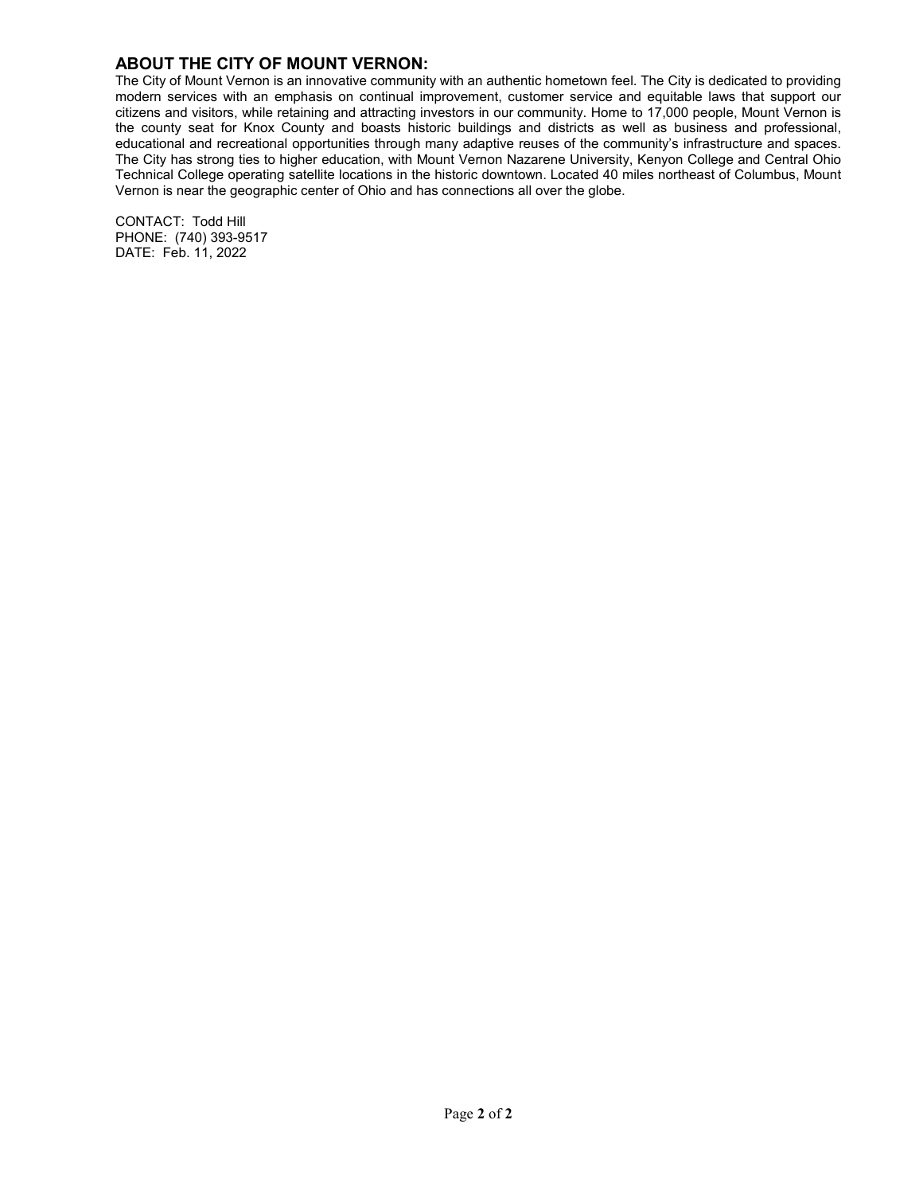## ABOUT THE CITY OF MOUNT VERNON:

The City of Mount Vernon is an innovative community with an authentic hometown feel. The City is dedicated to providing modern services with an emphasis on continual improvement, customer service and equitable laws that support our citizens and visitors, while retaining and attracting investors in our community. Home to 17,000 people, Mount Vernon is the county seat for Knox County and boasts historic buildings and districts as well as business and professional, educational and recreational opportunities through many adaptive reuses of the community's infrastructure and spaces. The City has strong ties to higher education, with Mount Vernon Nazarene University, Kenyon College and Central Ohio Technical College operating satellite locations in the historic downtown. Located 40 miles northeast of Columbus, Mount Vernon is near the geographic center of Ohio and has connections all over the globe.

CONTACT: Todd Hill
PHONE: (740) 393-9517
DATE: Feb. 11, 2022